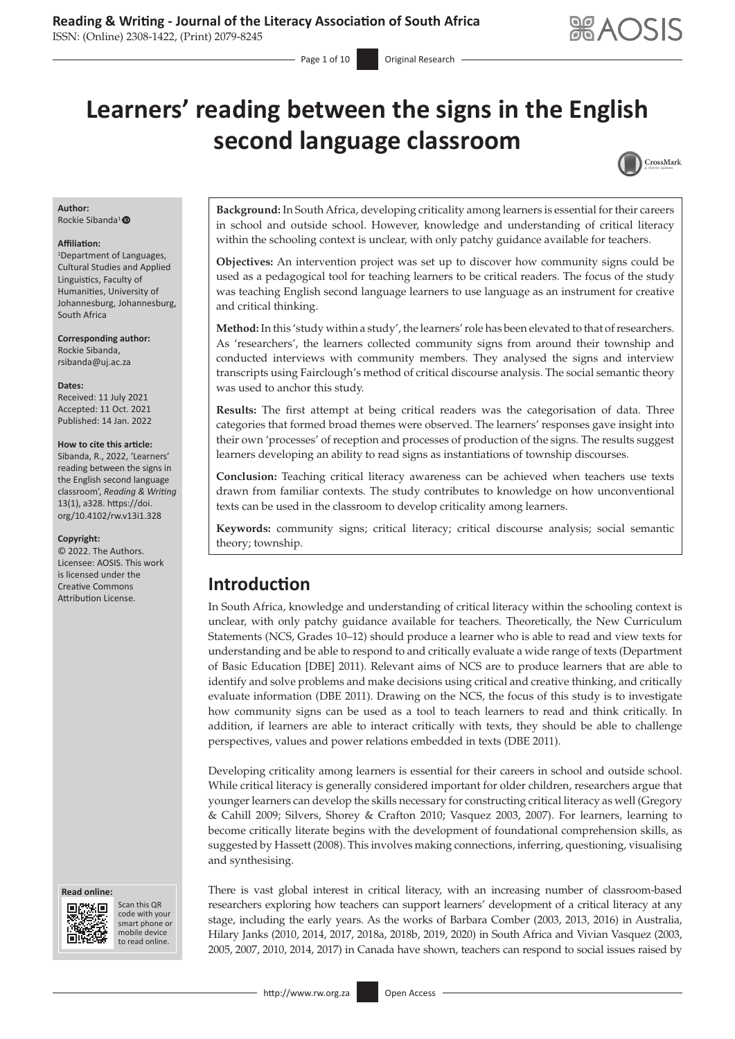# Learners' reading between the signs in the English second language classroom

**Author:**
Rockie Sibanda[1]

**Affiliation:**
[1]Department of Languages, Cultural Studies and Applied Linguistics, Faculty of Humanities, University of Johannesburg, Johannesburg, South Africa

**Corresponding author:**
Rockie Sibanda,
rsibanda@uj.ac.za

**Dates:**
Received: 11 July 2021
Accepted: 11 Oct. 2021
Published: 14 Jan. 2022

**How to cite this article:**
Sibanda, R., 2022, 'Learners' reading between the signs in the English second language classroom', *Reading & Writing* 13(1), a328. https://doi.org/10.4102/rw.v13i1.328

**Copyright:**
© 2022. The Authors. Licensee: AOSIS. This work is licensed under the Creative Commons Attribution License.

**Background:** In South Africa, developing criticality among learners is essential for their careers in school and outside school. However, knowledge and understanding of critical literacy within the schooling context is unclear, with only patchy guidance available for teachers.

**Objectives:** An intervention project was set up to discover how community signs could be used as a pedagogical tool for teaching learners to be critical readers. The focus of the study was teaching English second language learners to use language as an instrument for creative and critical thinking.

**Method:** In this 'study within a study', the learners' role has been elevated to that of researchers. As 'researchers', the learners collected community signs from around their township and conducted interviews with community members. They analysed the signs and interview transcripts using Fairclough's method of critical discourse analysis. The social semantic theory was used to anchor this study.

**Results:** The first attempt at being critical readers was the categorisation of data. Three categories that formed broad themes were observed. The learners' responses gave insight into their own 'processes' of reception and processes of production of the signs. The results suggest learners developing an ability to read signs as instantiations of township discourses.

**Conclusion:** Teaching critical literacy awareness can be achieved when teachers use texts drawn from familiar contexts. The study contributes to knowledge on how unconventional texts can be used in the classroom to develop criticality among learners.

**Keywords:** community signs; critical literacy; critical discourse analysis; social semantic theory; township.

## Introduction

In South Africa, knowledge and understanding of critical literacy within the schooling context is unclear, with only patchy guidance available for teachers. Theoretically, the New Curriculum Statements (NCS, Grades 10–12) should produce a learner who is able to read and view texts for understanding and be able to respond to and critically evaluate a wide range of texts (Department of Basic Education [DBE] 2011). Relevant aims of NCS are to produce learners that are able to identify and solve problems and make decisions using critical and creative thinking, and critically evaluate information (DBE 2011). Drawing on the NCS, the focus of this study is to investigate how community signs can be used as a tool to teach learners to read and think critically. In addition, if learners are able to interact critically with texts, they should be able to challenge perspectives, values and power relations embedded in texts (DBE 2011).

Developing criticality among learners is essential for their careers in school and outside school. While critical literacy is generally considered important for older children, researchers argue that younger learners can develop the skills necessary for constructing critical literacy as well (Gregory & Cahill 2009; Silvers, Shorey & Crafton 2010; Vasquez 2003, 2007). For learners, learning to become critically literate begins with the development of foundational comprehension skills, as suggested by Hassett (2008). This involves making connections, inferring, questioning, visualising and synthesising.

There is vast global interest in critical literacy, with an increasing number of classroom-based researchers exploring how teachers can support learners' development of a critical literacy at any stage, including the early years. As the works of Barbara Comber (2003, 2013, 2016) in Australia, Hilary Janks (2010, 2014, 2017, 2018a, 2018b, 2019, 2020) in South Africa and Vivian Vasquez (2003, 2005, 2007, 2010, 2014, 2017) in Canada have shown, teachers can respond to social issues raised by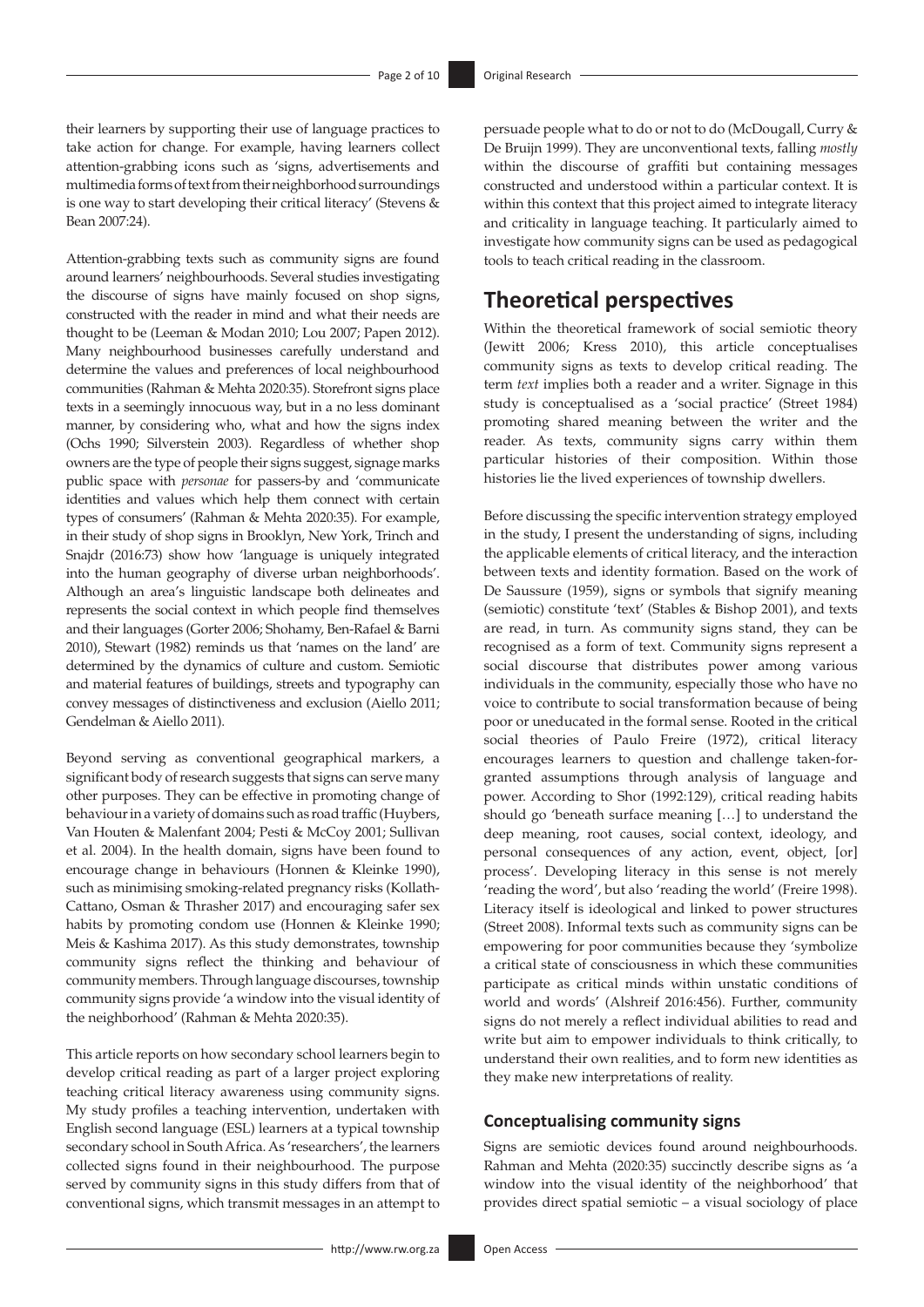their learners by supporting their use of language practices to take action for change. For example, having learners collect attention-grabbing icons such as 'signs, advertisements and multimedia forms of text from their neighborhood surroundings is one way to start developing their critical literacy' (Stevens & Bean 2007:24).

Attention-grabbing texts such as community signs are found around learners' neighbourhoods. Several studies investigating the discourse of signs have mainly focused on shop signs, constructed with the reader in mind and what their needs are thought to be (Leeman & Modan 2010; Lou 2007; Papen 2012). Many neighbourhood businesses carefully understand and determine the values and preferences of local neighbourhood communities (Rahman & Mehta 2020:35). Storefront signs place texts in a seemingly innocuous way, but in a no less dominant manner, by considering who, what and how the signs index (Ochs 1990; Silverstein 2003). Regardless of whether shop owners are the type of people their signs suggest, signage marks public space with *personae* for passers-by and 'communicate identities and values which help them connect with certain types of consumers' (Rahman & Mehta 2020:35). For example, in their study of shop signs in Brooklyn, New York, Trinch and Snajdr (2016:73) show how 'language is uniquely integrated into the human geography of diverse urban neighborhoods'. Although an area's linguistic landscape both delineates and represents the social context in which people find themselves and their languages (Gorter 2006; Shohamy, Ben-Rafael & Barni 2010), Stewart (1982) reminds us that 'names on the land' are determined by the dynamics of culture and custom. Semiotic and material features of buildings, streets and typography can convey messages of distinctiveness and exclusion (Aiello 2011; Gendelman & Aiello 2011).

Beyond serving as conventional geographical markers, a significant body of research suggests that signs can serve many other purposes. They can be effective in promoting change of behaviour in a variety of domains such as road traffic (Huybers, Van Houten & Malenfant 2004; Pesti & McCoy 2001; Sullivan et al. 2004). In the health domain, signs have been found to encourage change in behaviours (Honnen & Kleinke 1990), such as minimising smoking-related pregnancy risks (Kollath-Cattano, Osman & Thrasher 2017) and encouraging safer sex habits by promoting condom use (Honnen & Kleinke 1990; Meis & Kashima 2017). As this study demonstrates, township community signs reflect the thinking and behaviour of community members. Through language discourses, township community signs provide 'a window into the visual identity of the neighborhood' (Rahman & Mehta 2020:35).

This article reports on how secondary school learners begin to develop critical reading as part of a larger project exploring teaching critical literacy awareness using community signs. My study profiles a teaching intervention, undertaken with English second language (ESL) learners at a typical township secondary school in South Africa. As 'researchers', the learners collected signs found in their neighbourhood. The purpose served by community signs in this study differs from that of conventional signs, which transmit messages in an attempt to persuade people what to do or not to do (McDougall, Curry & De Bruijn 1999). They are unconventional texts, falling *mostly* within the discourse of graffiti but containing messages constructed and understood within a particular context. It is within this context that this project aimed to integrate literacy and criticality in language teaching. It particularly aimed to investigate how community signs can be used as pedagogical tools to teach critical reading in the classroom.

## Theoretical perspectives

Within the theoretical framework of social semiotic theory (Jewitt 2006; Kress 2010), this article conceptualises community signs as texts to develop critical reading. The term *text* implies both a reader and a writer. Signage in this study is conceptualised as a 'social practice' (Street 1984) promoting shared meaning between the writer and the reader. As texts, community signs carry within them particular histories of their composition. Within those histories lie the lived experiences of township dwellers.

Before discussing the specific intervention strategy employed in the study, I present the understanding of signs, including the applicable elements of critical literacy, and the interaction between texts and identity formation. Based on the work of De Saussure (1959), signs or symbols that signify meaning (semiotic) constitute 'text' (Stables & Bishop 2001), and texts are read, in turn. As community signs stand, they can be recognised as a form of text. Community signs represent a social discourse that distributes power among various individuals in the community, especially those who have no voice to contribute to social transformation because of being poor or uneducated in the formal sense. Rooted in the critical social theories of Paulo Freire (1972), critical literacy encourages learners to question and challenge taken-for-granted assumptions through analysis of language and power. According to Shor (1992:129), critical reading habits should go 'beneath surface meaning […] to understand the deep meaning, root causes, social context, ideology, and personal consequences of any action, event, object, [or] process'. Developing literacy in this sense is not merely 'reading the word', but also 'reading the world' (Freire 1998). Literacy itself is ideological and linked to power structures (Street 2008). Informal texts such as community signs can be empowering for poor communities because they 'symbolize a critical state of consciousness in which these communities participate as critical minds within unstatic conditions of world and words' (Alshreif 2016:456). Further, community signs do not merely a reflect individual abilities to read and write but aim to empower individuals to think critically, to understand their own realities, and to form new identities as they make new interpretations of reality.

### Conceptualising community signs

Signs are semiotic devices found around neighbourhoods. Rahman and Mehta (2020:35) succinctly describe signs as 'a window into the visual identity of the neighborhood' that provides direct spatial semiotic – a visual sociology of place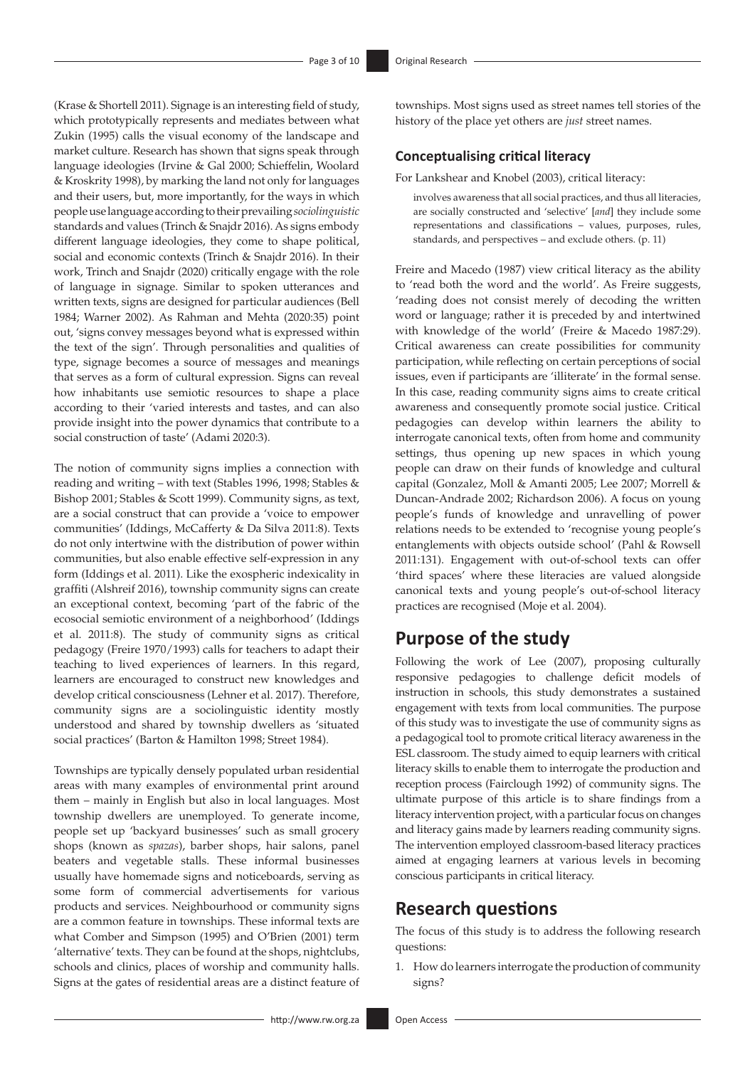(Krase & Shortell 2011). Signage is an interesting field of study, which prototypically represents and mediates between what Zukin (1995) calls the visual economy of the landscape and market culture. Research has shown that signs speak through language ideologies (Irvine & Gal 2000; Schieffelin, Woolard & Kroskrity 1998), by marking the land not only for languages and their users, but, more importantly, for the ways in which people use language according to their prevailing *sociolinguistic* standards and values (Trinch & Snajdr 2016). As signs embody different language ideologies, they come to shape political, social and economic contexts (Trinch & Snajdr 2016). In their work, Trinch and Snajdr (2020) critically engage with the role of language in signage. Similar to spoken utterances and written texts, signs are designed for particular audiences (Bell 1984; Warner 2002). As Rahman and Mehta (2020:35) point out, 'signs convey messages beyond what is expressed within the text of the sign'. Through personalities and qualities of type, signage becomes a source of messages and meanings that serves as a form of cultural expression. Signs can reveal how inhabitants use semiotic resources to shape a place according to their 'varied interests and tastes, and can also provide insight into the power dynamics that contribute to a social construction of taste' (Adami 2020:3).

The notion of community signs implies a connection with reading and writing – with text (Stables 1996, 1998; Stables & Bishop 2001; Stables & Scott 1999). Community signs, as text, are a social construct that can provide a 'voice to empower communities' (Iddings, McCafferty & Da Silva 2011:8). Texts do not only intertwine with the distribution of power within communities, but also enable effective self-expression in any form (Iddings et al. 2011). Like the exospheric indexicality in graffiti (Alshreif 2016), township community signs can create an exceptional context, becoming 'part of the fabric of the ecosocial semiotic environment of a neighborhood' (Iddings et al. 2011:8). The study of community signs as critical pedagogy (Freire 1970/1993) calls for teachers to adapt their teaching to lived experiences of learners. In this regard, learners are encouraged to construct new knowledges and develop critical consciousness (Lehner et al. 2017). Therefore, community signs are a sociolinguistic identity mostly understood and shared by township dwellers as 'situated social practices' (Barton & Hamilton 1998; Street 1984).

Townships are typically densely populated urban residential areas with many examples of environmental print around them – mainly in English but also in local languages. Most township dwellers are unemployed. To generate income, people set up 'backyard businesses' such as small grocery shops (known as *spazas*), barber shops, hair salons, panel beaters and vegetable stalls. These informal businesses usually have homemade signs and noticeboards, serving as some form of commercial advertisements for various products and services. Neighbourhood or community signs are a common feature in townships. These informal texts are what Comber and Simpson (1995) and O'Brien (2001) term 'alternative' texts. They can be found at the shops, nightclubs, schools and clinics, places of worship and community halls. Signs at the gates of residential areas are a distinct feature of townships. Most signs used as street names tell stories of the history of the place yet others are *just* street names.

### Conceptualising critical literacy

For Lankshear and Knobel (2003), critical literacy:

> involves awareness that all social practices, and thus all literacies, are socially constructed and 'selective' [*and*] they include some representations and classifications – values, purposes, rules, standards, and perspectives – and exclude others. (p. 11)

Freire and Macedo (1987) view critical literacy as the ability to 'read both the word and the world'. As Freire suggests, 'reading does not consist merely of decoding the written word or language; rather it is preceded by and intertwined with knowledge of the world' (Freire & Macedo 1987:29). Critical awareness can create possibilities for community participation, while reflecting on certain perceptions of social issues, even if participants are 'illiterate' in the formal sense. In this case, reading community signs aims to create critical awareness and consequently promote social justice. Critical pedagogies can develop within learners the ability to interrogate canonical texts, often from home and community settings, thus opening up new spaces in which young people can draw on their funds of knowledge and cultural capital (Gonzalez, Moll & Amanti 2005; Lee 2007; Morrell & Duncan-Andrade 2002; Richardson 2006). A focus on young people's funds of knowledge and unravelling of power relations needs to be extended to 'recognise young people's entanglements with objects outside school' (Pahl & Rowsell 2011:131). Engagement with out-of-school texts can offer 'third spaces' where these literacies are valued alongside canonical texts and young people's out-of-school literacy practices are recognised (Moje et al. 2004).

## Purpose of the study

Following the work of Lee (2007), proposing culturally responsive pedagogies to challenge deficit models of instruction in schools, this study demonstrates a sustained engagement with texts from local communities. The purpose of this study was to investigate the use of community signs as a pedagogical tool to promote critical literacy awareness in the ESL classroom. The study aimed to equip learners with critical literacy skills to enable them to interrogate the production and reception process (Fairclough 1992) of community signs. The ultimate purpose of this article is to share findings from a literacy intervention project, with a particular focus on changes and literacy gains made by learners reading community signs. The intervention employed classroom-based literacy practices aimed at engaging learners at various levels in becoming conscious participants in critical literacy.

## Research questions

The focus of this study is to address the following research questions:

1. How do learners interrogate the production of community signs?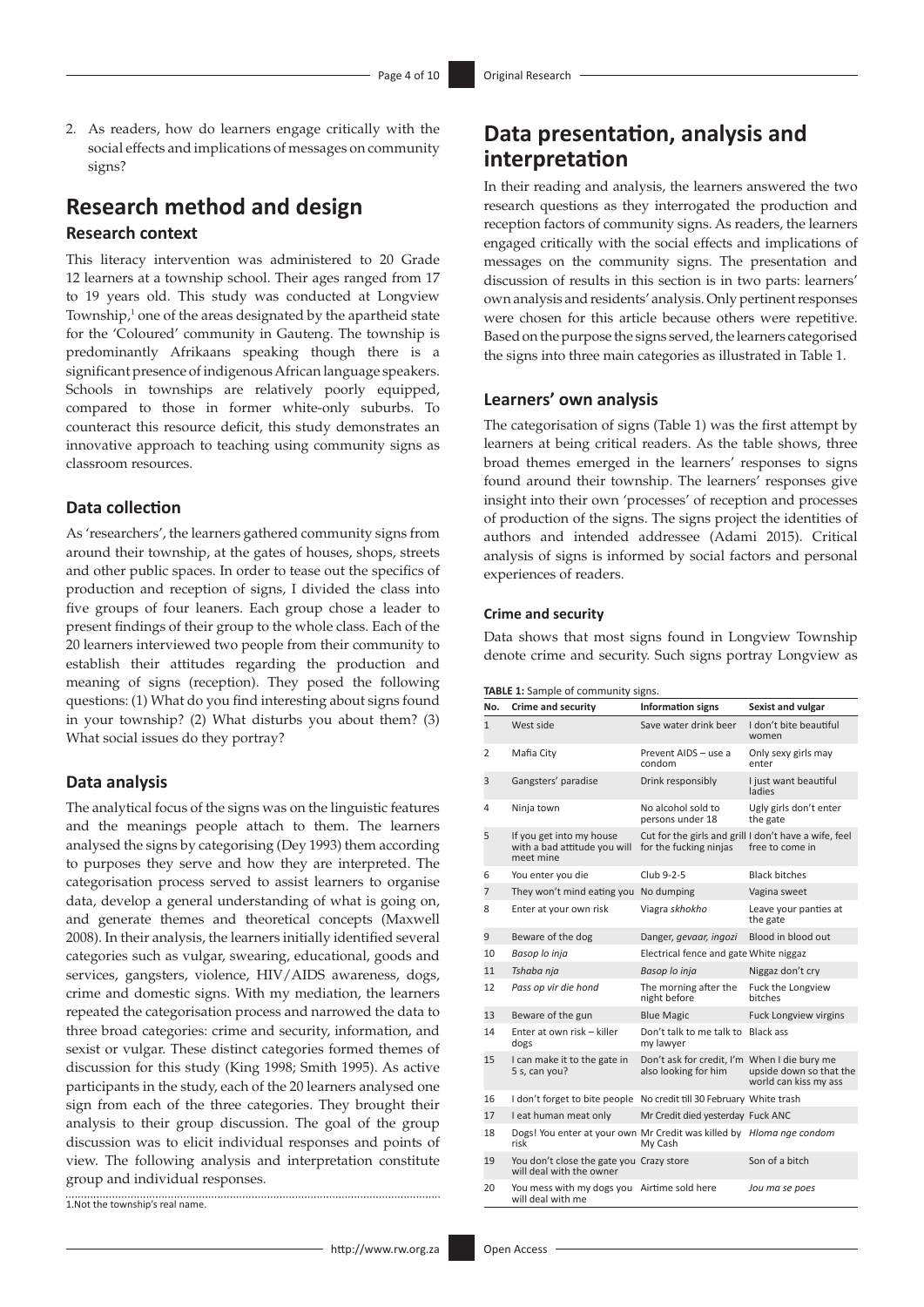2. As readers, how do learners engage critically with the social effects and implications of messages on community signs?

## Research method and design

### Research context

This literacy intervention was administered to 20 Grade 12 learners at a township school. Their ages ranged from 17 to 19 years old. This study was conducted at Longview Township,[1] one of the areas designated by the apartheid state for the 'Coloured' community in Gauteng. The township is predominantly Afrikaans speaking though there is a significant presence of indigenous African language speakers. Schools in townships are relatively poorly equipped, compared to those in former white-only suburbs. To counteract this resource deficit, this study demonstrates an innovative approach to teaching using community signs as classroom resources.

### Data collection

As 'researchers', the learners gathered community signs from around their township, at the gates of houses, shops, streets and other public spaces. In order to tease out the specifics of production and reception of signs, I divided the class into five groups of four leaners. Each group chose a leader to present findings of their group to the whole class. Each of the 20 learners interviewed two people from their community to establish their attitudes regarding the production and meaning of signs (reception). They posed the following questions: (1) What do you find interesting about signs found in your township? (2) What disturbs you about them? (3) What social issues do they portray?

### Data analysis

The analytical focus of the signs was on the linguistic features and the meanings people attach to them. The learners analysed the signs by categorising (Dey 1993) them according to purposes they serve and how they are interpreted. The categorisation process served to assist learners to organise data, develop a general understanding of what is going on, and generate themes and theoretical concepts (Maxwell 2008). In their analysis, the learners initially identified several categories such as vulgar, swearing, educational, goods and services, gangsters, violence, HIV/AIDS awareness, dogs, crime and domestic signs. With my mediation, the learners repeated the categorisation process and narrowed the data to three broad categories: crime and security, information, and sexist or vulgar. These distinct categories formed themes of discussion for this study (King 1998; Smith 1995). As active participants in the study, each of the 20 learners analysed one sign from each of the three categories. They brought their analysis to their group discussion. The goal of the group discussion was to elicit individual responses and points of view. The following analysis and interpretation constitute group and individual responses.

1. Not the township's real name.

## Data presentation, analysis and interpretation

In their reading and analysis, the learners answered the two research questions as they interrogated the production and reception factors of community signs. As readers, the learners engaged critically with the social effects and implications of messages on the community signs. The presentation and discussion of results in this section is in two parts: learners' own analysis and residents' analysis. Only pertinent responses were chosen for this article because others were repetitive. Based on the purpose the signs served, the learners categorised the signs into three main categories as illustrated in Table 1.

### Learners' own analysis

The categorisation of signs (Table 1) was the first attempt by learners at being critical readers. As the table shows, three broad themes emerged in the learners' responses to signs found around their township. The learners' responses give insight into their own 'processes' of reception and processes of production of the signs. The signs project the identities of authors and intended addressee (Adami 2015). Critical analysis of signs is informed by social factors and personal experiences of readers.

#### Crime and security

Data shows that most signs found in Longview Township denote crime and security. Such signs portray Longview as

**TABLE 1:** Sample of community signs.

| No. | Crime and security | Information signs | Sexist and vulgar |
|---|---|---|---|
| 1 | West side | Save water drink beer | I don't bite beautiful women |
| 2 | Mafia City | Prevent AIDS – use a condom | Only sexy girls may enter |
| 3 | Gangsters' paradise | Drink responsibly | I just want beautiful ladies |
| 4 | Ninja town | No alcohol sold to persons under 18 | Ugly girls don't enter the gate |
| 5 | If you get into my house with a bad attitude you will meet mine | Cut for the girls and grill for the fucking ninjas | I don't have a wife, feel free to come in |
| 6 | You enter you die | Club 9-2-5 | Black bitches |
| 7 | They won't mind eating you | No dumping | Vagina sweet |
| 8 | Enter at your own risk | Viagra *skhokho* | Leave your panties at the gate |
| 9 | Beware of the dog | Danger, *gevaar, ingozi* | Blood in blood out |
| 10 | *Basop lo inja* | Electrical fence and gate | White niggaz |
| 11 | *Tshaba nja* | *Basop lo inja* | Niggaz don't cry |
| 12 | *Pass op vir die hond* | The morning after the night before | Fuck the Longview bitches |
| 13 | Beware of the gun | Blue Magic | Fuck Longview virgins |
| 14 | Enter at own risk – killer dogs | Don't talk to me talk to my lawyer | Black ass |
| 15 | I can make it to the gate in 5 s, can you? | Don't ask for credit, I'm also looking for him | When I die bury me upside down so that the world can kiss my ass |
| 16 | I don't forget to bite people | No credit till 30 February | White trash |
| 17 | I eat human meat only | Mr Credit died yesterday | Fuck ANC |
| 18 | Dogs! You enter at your own risk | Mr Credit was killed by My Cash | *Hloma nge condom* |
| 19 | You don't close the gate you will deal with the owner | Crazy store | Son of a bitch |
| 20 | You mess with my dogs you will deal with me | Airtime sold here | *Jou ma se poes* |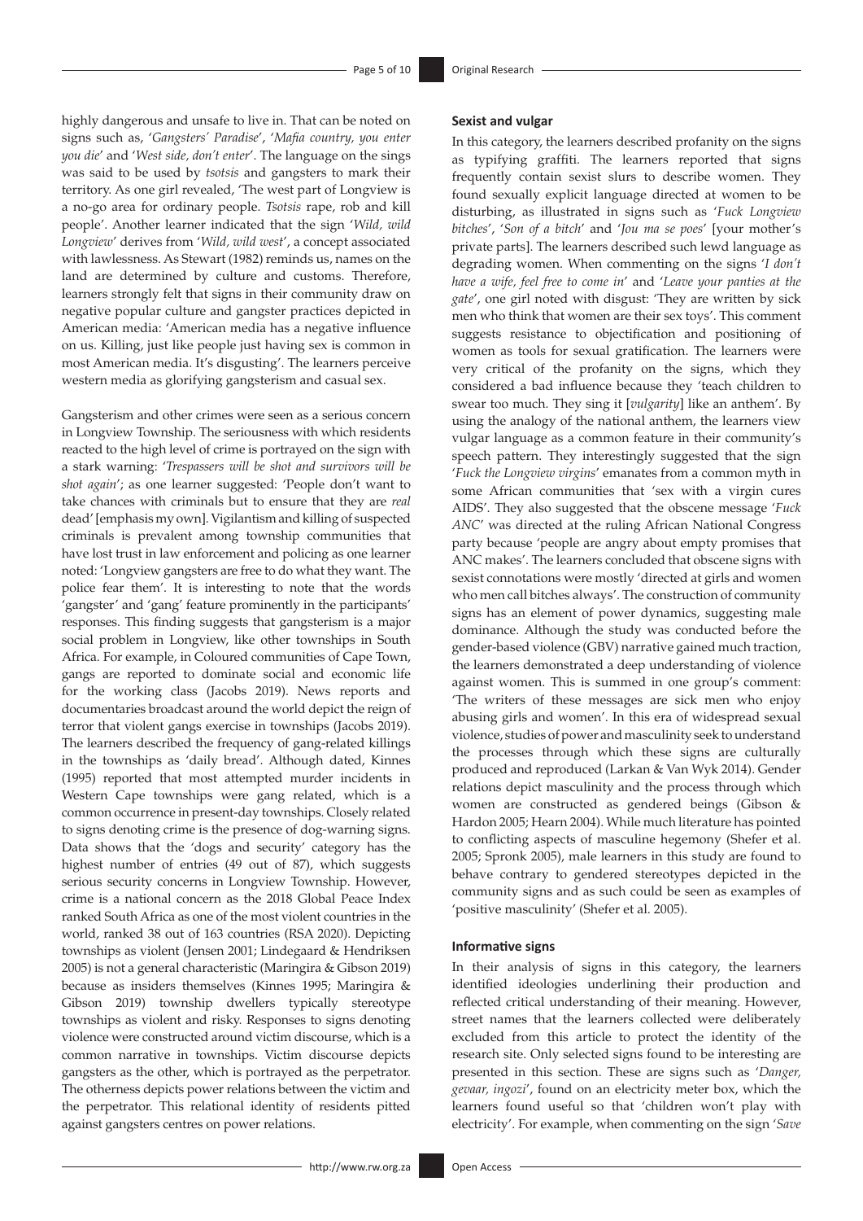highly dangerous and unsafe to live in. That can be noted on signs such as, '*Gangsters' Paradise*', '*Mafia country, you enter you die*' and '*West side, don't enter*'. The language on the sings was said to be used by *tsotsis* and gangsters to mark their territory. As one girl revealed, 'The west part of Longview is a no-go area for ordinary people. *Tsotsis* rape, rob and kill people'. Another learner indicated that the sign '*Wild, wild Longview*' derives from '*Wild, wild west*', a concept associated with lawlessness. As Stewart (1982) reminds us, names on the land are determined by culture and customs. Therefore, learners strongly felt that signs in their community draw on negative popular culture and gangster practices depicted in American media: 'American media has a negative influence on us. Killing, just like people just having sex is common in most American media. It's disgusting'. The learners perceive western media as glorifying gangsterism and casual sex.

Gangsterism and other crimes were seen as a serious concern in Longview Township. The seriousness with which residents reacted to the high level of crime is portrayed on the sign with a stark warning: '*Trespassers will be shot and survivors will be shot again*'; as one learner suggested: 'People don't want to take chances with criminals but to ensure that they are *real* dead' [emphasis my own]. Vigilantism and killing of suspected criminals is prevalent among township communities that have lost trust in law enforcement and policing as one learner noted: 'Longview gangsters are free to do what they want. The police fear them'. It is interesting to note that the words 'gangster' and 'gang' feature prominently in the participants' responses. This finding suggests that gangsterism is a major social problem in Longview, like other townships in South Africa. For example, in Coloured communities of Cape Town, gangs are reported to dominate social and economic life for the working class (Jacobs 2019). News reports and documentaries broadcast around the world depict the reign of terror that violent gangs exercise in townships (Jacobs 2019). The learners described the frequency of gang-related killings in the townships as 'daily bread'. Although dated, Kinnes (1995) reported that most attempted murder incidents in Western Cape townships were gang related, which is a common occurrence in present-day townships. Closely related to signs denoting crime is the presence of dog-warning signs. Data shows that the 'dogs and security' category has the highest number of entries (49 out of 87), which suggests serious security concerns in Longview Township. However, crime is a national concern as the 2018 Global Peace Index ranked South Africa as one of the most violent countries in the world, ranked 38 out of 163 countries (RSA 2020). Depicting townships as violent (Jensen 2001; Lindegaard & Hendriksen 2005) is not a general characteristic (Maringira & Gibson 2019) because as insiders themselves (Kinnes 1995; Maringira & Gibson 2019) township dwellers typically stereotype townships as violent and risky. Responses to signs denoting violence were constructed around victim discourse, which is a common narrative in townships. Victim discourse depicts gangsters as the other, which is portrayed as the perpetrator. The otherness depicts power relations between the victim and the perpetrator. This relational identity of residents pitted against gangsters centres on power relations.

#### Sexist and vulgar

In this category, the learners described profanity on the signs as typifying graffiti. The learners reported that signs frequently contain sexist slurs to describe women. They found sexually explicit language directed at women to be disturbing, as illustrated in signs such as '*Fuck Longview bitches*', '*Son of a bitch*' and '*Jou ma se poes*' [your mother's private parts]. The learners described such lewd language as degrading women. When commenting on the signs '*I don't have a wife, feel free to come in*' and '*Leave your panties at the gate*', one girl noted with disgust: 'They are written by sick men who think that women are their sex toys'. This comment suggests resistance to objectification and positioning of women as tools for sexual gratification. The learners were very critical of the profanity on the signs, which they considered a bad influence because they 'teach children to swear too much. They sing it [*vulgarity*] like an anthem'. By using the analogy of the national anthem, the learners view vulgar language as a common feature in their community's speech pattern. They interestingly suggested that the sign '*Fuck the Longview virgins*' emanates from a common myth in some African communities that 'sex with a virgin cures AIDS'. They also suggested that the obscene message '*Fuck ANC*' was directed at the ruling African National Congress party because 'people are angry about empty promises that ANC makes'. The learners concluded that obscene signs with sexist connotations were mostly 'directed at girls and women who men call bitches always'. The construction of community signs has an element of power dynamics, suggesting male dominance. Although the study was conducted before the gender-based violence (GBV) narrative gained much traction, the learners demonstrated a deep understanding of violence against women. This is summed in one group's comment: 'The writers of these messages are sick men who enjoy abusing girls and women'. In this era of widespread sexual violence, studies of power and masculinity seek to understand the processes through which these signs are culturally produced and reproduced (Larkan & Van Wyk 2014). Gender relations depict masculinity and the process through which women are constructed as gendered beings (Gibson & Hardon 2005; Hearn 2004). While much literature has pointed to conflicting aspects of masculine hegemony (Shefer et al. 2005; Spronk 2005), male learners in this study are found to behave contrary to gendered stereotypes depicted in the community signs and as such could be seen as examples of 'positive masculinity' (Shefer et al. 2005).

#### Informative signs

In their analysis of signs in this category, the learners identified ideologies underlining their production and reflected critical understanding of their meaning. However, street names that the learners collected were deliberately excluded from this article to protect the identity of the research site. Only selected signs found to be interesting are presented in this section. These are signs such as '*Danger, gevaar, ingozi*', found on an electricity meter box, which the learners found useful so that 'children won't play with electricity'. For example, when commenting on the sign '*Save*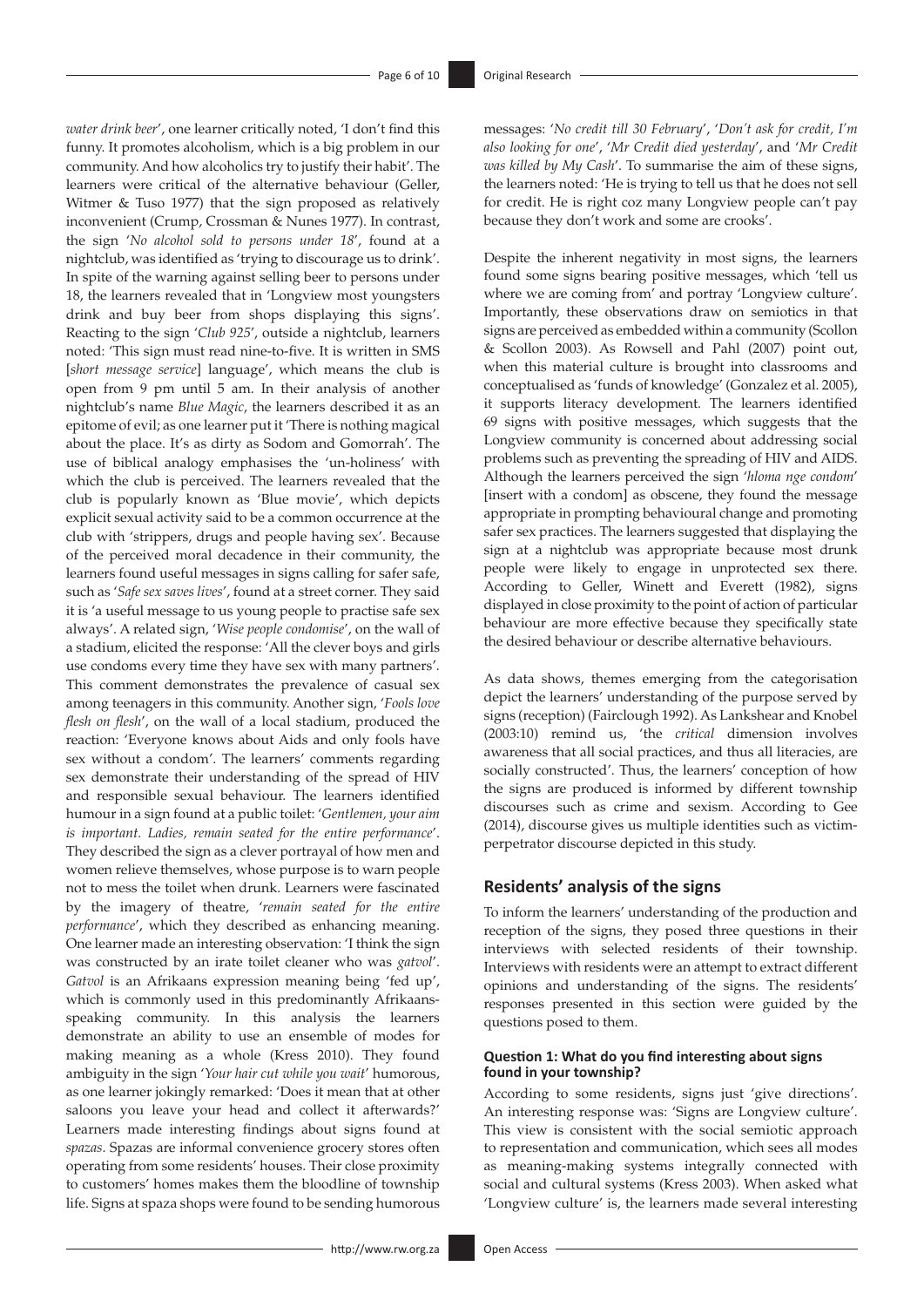*water drink beer*', one learner critically noted, 'I don't find this funny. It promotes alcoholism, which is a big problem in our community. And how alcoholics try to justify their habit'. The learners were critical of the alternative behaviour (Geller, Witmer & Tuso 1977) that the sign proposed as relatively inconvenient (Crump, Crossman & Nunes 1977). In contrast, the sign '*No alcohol sold to persons under 18*', found at a nightclub, was identified as 'trying to discourage us to drink'. In spite of the warning against selling beer to persons under 18, the learners revealed that in 'Longview most youngsters drink and buy beer from shops displaying this signs'. Reacting to the sign '*Club 925*', outside a nightclub, learners noted: 'This sign must read nine-to-five. It is written in SMS [*short message service*] language', which means the club is open from 9 pm until 5 am. In their analysis of another nightclub's name *Blue Magic*, the learners described it as an epitome of evil; as one learner put it 'There is nothing magical about the place. It's as dirty as Sodom and Gomorrah'. The use of biblical analogy emphasises the 'un-holiness' with which the club is perceived. The learners revealed that the club is popularly known as 'Blue movie', which depicts explicit sexual activity said to be a common occurrence at the club with 'strippers, drugs and people having sex'. Because of the perceived moral decadence in their community, the learners found useful messages in signs calling for safer safe, such as '*Safe sex saves lives*', found at a street corner. They said it is 'a useful message to us young people to practise safe sex always'. A related sign, '*Wise people condomise*', on the wall of a stadium, elicited the response: 'All the clever boys and girls use condoms every time they have sex with many partners'. This comment demonstrates the prevalence of casual sex among teenagers in this community. Another sign, '*Fools love flesh on flesh*', on the wall of a local stadium, produced the reaction: 'Everyone knows about Aids and only fools have sex without a condom'. The learners' comments regarding sex demonstrate their understanding of the spread of HIV and responsible sexual behaviour. The learners identified humour in a sign found at a public toilet: '*Gentlemen, your aim is important. Ladies, remain seated for the entire performance*'. They described the sign as a clever portrayal of how men and women relieve themselves, whose purpose is to warn people not to mess the toilet when drunk. Learners were fascinated by the imagery of theatre, '*remain seated for the entire performance*', which they described as enhancing meaning. One learner made an interesting observation: 'I think the sign was constructed by an irate toilet cleaner who was *gatvol*'. *Gatvol* is an Afrikaans expression meaning being 'fed up', which is commonly used in this predominantly Afrikaans-speaking community. In this analysis the learners demonstrate an ability to use an ensemble of modes for making meaning as a whole (Kress 2010). They found ambiguity in the sign '*Your hair cut while you wait*' humorous, as one learner jokingly remarked: 'Does it mean that at other saloons you leave your head and collect it afterwards?' Learners made interesting findings about signs found at *spazas*. Spazas are informal convenience grocery stores often operating from some residents' houses. Their close proximity to customers' homes makes them the bloodline of township life. Signs at spaza shops were found to be sending humorous messages: '*No credit till 30 February*', '*Don't ask for credit, I'm also looking for one*', '*Mr Credit died yesterday*', and '*Mr Credit was killed by My Cash*'. To summarise the aim of these signs, the learners noted: 'He is trying to tell us that he does not sell for credit. He is right coz many Longview people can't pay because they don't work and some are crooks'.

Despite the inherent negativity in most signs, the learners found some signs bearing positive messages, which 'tell us where we are coming from' and portray 'Longview culture'. Importantly, these observations draw on semiotics in that signs are perceived as embedded within a community (Scollon & Scollon 2003). As Rowsell and Pahl (2007) point out, when this material culture is brought into classrooms and conceptualised as 'funds of knowledge' (Gonzalez et al. 2005), it supports literacy development. The learners identified 69 signs with positive messages, which suggests that the Longview community is concerned about addressing social problems such as preventing the spreading of HIV and AIDS. Although the learners perceived the sign '*hloma nge condom*' [insert with a condom] as obscene, they found the message appropriate in prompting behavioural change and promoting safer sex practices. The learners suggested that displaying the sign at a nightclub was appropriate because most drunk people were likely to engage in unprotected sex there. According to Geller, Winett and Everett (1982), signs displayed in close proximity to the point of action of particular behaviour are more effective because they specifically state the desired behaviour or describe alternative behaviours.

As data shows, themes emerging from the categorisation depict the learners' understanding of the purpose served by signs (reception) (Fairclough 1992). As Lankshear and Knobel (2003:10) remind us, 'the *critical* dimension involves awareness that all social practices, and thus all literacies, are socially constructed'. Thus, the learners' conception of how the signs are produced is informed by different township discourses such as crime and sexism. According to Gee (2014), discourse gives us multiple identities such as victim-perpetrator discourse depicted in this study.

## Residents' analysis of the signs

To inform the learners' understanding of the production and reception of the signs, they posed three questions in their interviews with selected residents of their township. Interviews with residents were an attempt to extract different opinions and understanding of the signs. The residents' responses presented in this section were guided by the questions posed to them.

### Question 1: What do you find interesting about signs found in your township?

According to some residents, signs just 'give directions'. An interesting response was: 'Signs are Longview culture'. This view is consistent with the social semiotic approach to representation and communication, which sees all modes as meaning-making systems integrally connected with social and cultural systems (Kress 2003). When asked what 'Longview culture' is, the learners made several interesting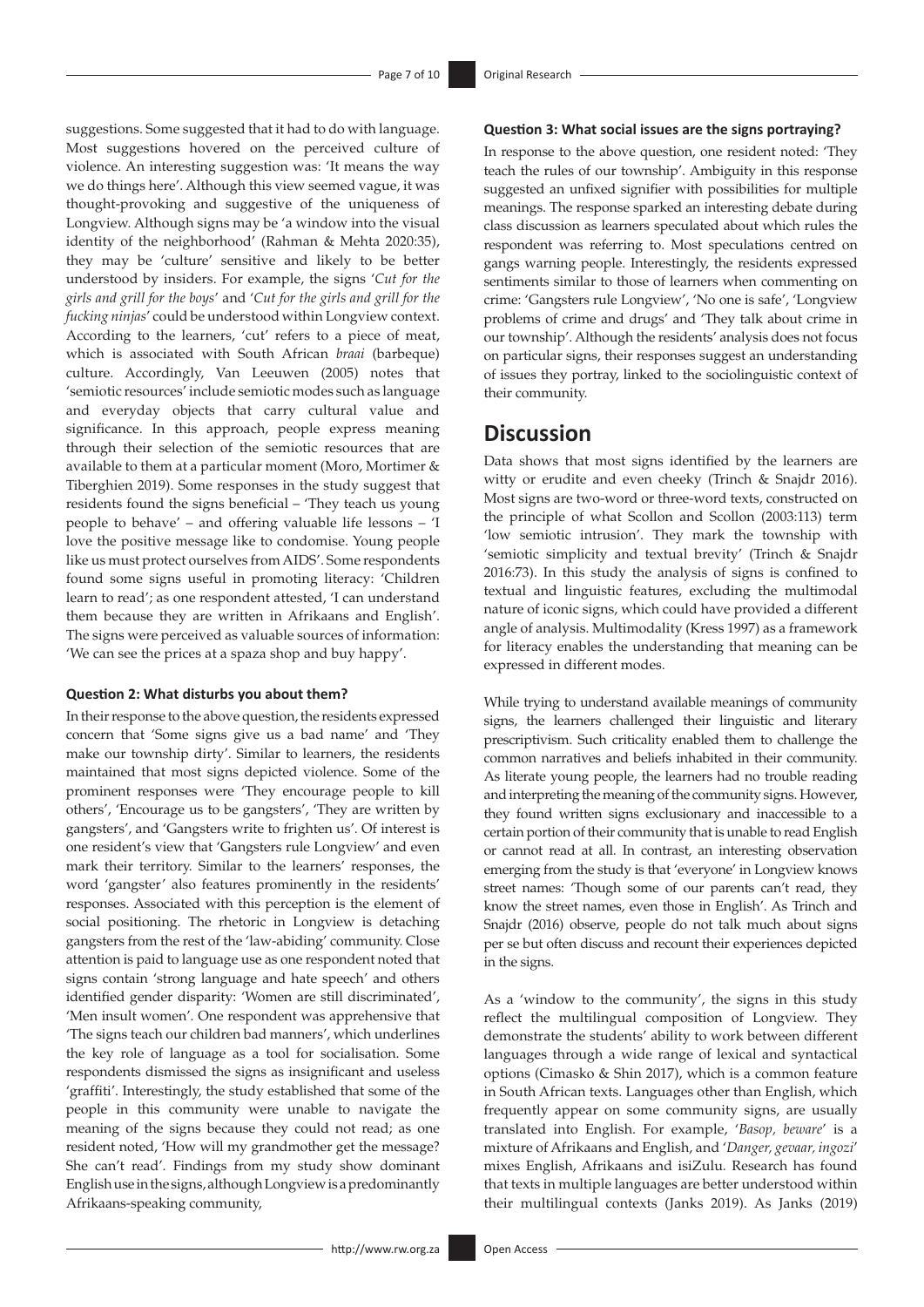suggestions. Some suggested that it had to do with language. Most suggestions hovered on the perceived culture of violence. An interesting suggestion was: 'It means the way we do things here'. Although this view seemed vague, it was thought-provoking and suggestive of the uniqueness of Longview. Although signs may be 'a window into the visual identity of the neighborhood' (Rahman & Mehta 2020:35), they may be 'culture' sensitive and likely to be better understood by insiders. For example, the signs '*Cut for the girls and grill for the boys*' and '*Cut for the girls and grill for the fucking ninjas*' could be understood within Longview context. According to the learners, 'cut' refers to a piece of meat, which is associated with South African *braai* (barbeque) culture. Accordingly, Van Leeuwen (2005) notes that 'semiotic resources' include semiotic modes such as language and everyday objects that carry cultural value and significance. In this approach, people express meaning through their selection of the semiotic resources that are available to them at a particular moment (Moro, Mortimer & Tiberghien 2019). Some responses in the study suggest that residents found the signs beneficial – 'They teach us young people to behave' – and offering valuable life lessons – 'I love the positive message like to condomise. Young people like us must protect ourselves from AIDS'. Some respondents found some signs useful in promoting literacy: 'Children learn to read'; as one respondent attested, 'I can understand them because they are written in Afrikaans and English'. The signs were perceived as valuable sources of information: 'We can see the prices at a spaza shop and buy happy'.

#### Question 2: What disturbs you about them?

In their response to the above question, the residents expressed concern that 'Some signs give us a bad name' and 'They make our township dirty'. Similar to learners, the residents maintained that most signs depicted violence. Some of the prominent responses were 'They encourage people to kill others', 'Encourage us to be gangsters', 'They are written by gangsters', and 'Gangsters write to frighten us'. Of interest is one resident's view that 'Gangsters rule Longview' and even mark their territory. Similar to the learners' responses, the word 'gangster' also features prominently in the residents' responses. Associated with this perception is the element of social positioning. The rhetoric in Longview is detaching gangsters from the rest of the 'law-abiding' community. Close attention is paid to language use as one respondent noted that signs contain 'strong language and hate speech' and others identified gender disparity: 'Women are still discriminated', 'Men insult women'. One respondent was apprehensive that 'The signs teach our children bad manners', which underlines the key role of language as a tool for socialisation. Some respondents dismissed the signs as insignificant and useless 'graffiti'. Interestingly, the study established that some of the people in this community were unable to navigate the meaning of the signs because they could not read; as one resident noted, 'How will my grandmother get the message? She can't read'. Findings from my study show dominant English use in the signs, although Longview is a predominantly Afrikaans-speaking community,

#### Question 3: What social issues are the signs portraying?

In response to the above question, one resident noted: 'They teach the rules of our township'. Ambiguity in this response suggested an unfixed signifier with possibilities for multiple meanings. The response sparked an interesting debate during class discussion as learners speculated about which rules the respondent was referring to. Most speculations centred on gangs warning people. Interestingly, the residents expressed sentiments similar to those of learners when commenting on crime: 'Gangsters rule Longview', 'No one is safe', 'Longview problems of crime and drugs' and 'They talk about crime in our township'. Although the residents' analysis does not focus on particular signs, their responses suggest an understanding of issues they portray, linked to the sociolinguistic context of their community.

## Discussion

Data shows that most signs identified by the learners are witty or erudite and even cheeky (Trinch & Snajdr 2016). Most signs are two-word or three-word texts, constructed on the principle of what Scollon and Scollon (2003:113) term 'low semiotic intrusion'. They mark the township with 'semiotic simplicity and textual brevity' (Trinch & Snajdr 2016:73). In this study the analysis of signs is confined to textual and linguistic features, excluding the multimodal nature of iconic signs, which could have provided a different angle of analysis. Multimodality (Kress 1997) as a framework for literacy enables the understanding that meaning can be expressed in different modes.

While trying to understand available meanings of community signs, the learners challenged their linguistic and literary prescriptivism. Such criticality enabled them to challenge the common narratives and beliefs inhabited in their community. As literate young people, the learners had no trouble reading and interpreting the meaning of the community signs. However, they found written signs exclusionary and inaccessible to a certain portion of their community that is unable to read English or cannot read at all. In contrast, an interesting observation emerging from the study is that 'everyone' in Longview knows street names: 'Though some of our parents can't read, they know the street names, even those in English'. As Trinch and Snajdr (2016) observe, people do not talk much about signs per se but often discuss and recount their experiences depicted in the signs.

As a 'window to the community', the signs in this study reflect the multilingual composition of Longview. They demonstrate the students' ability to work between different languages through a wide range of lexical and syntactical options (Cimasko & Shin 2017), which is a common feature in South African texts. Languages other than English, which frequently appear on some community signs, are usually translated into English. For example, '*Basop, beware*' is a mixture of Afrikaans and English, and '*Danger, gevaar, ingozi*' mixes English, Afrikaans and isiZulu. Research has found that texts in multiple languages are better understood within their multilingual contexts (Janks 2019). As Janks (2019)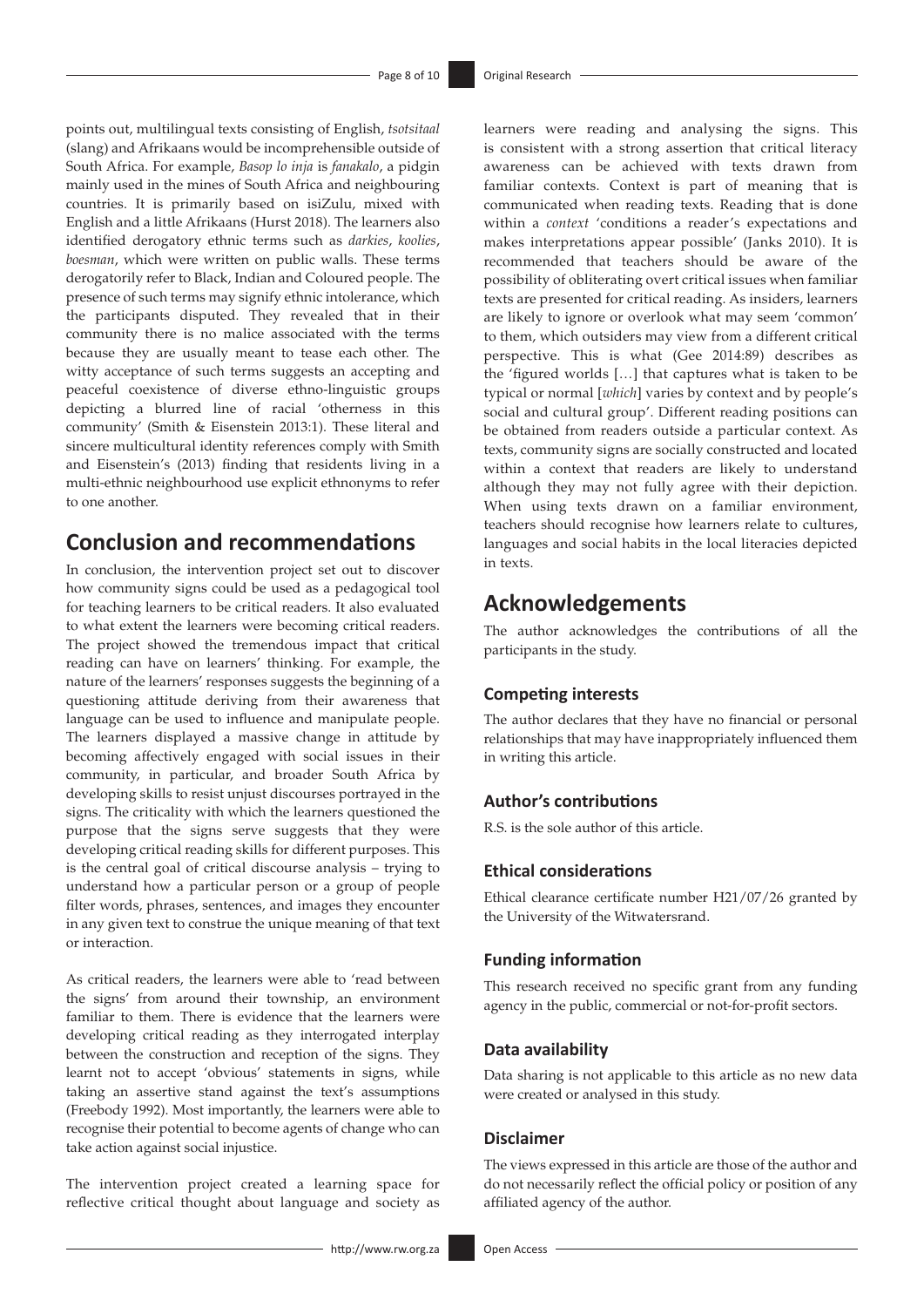points out, multilingual texts consisting of English, *tsotsitaal* (slang) and Afrikaans would be incomprehensible outside of South Africa. For example, *Basop lo inja* is *fanakalo*, a pidgin mainly used in the mines of South Africa and neighbouring countries. It is primarily based on isiZulu, mixed with English and a little Afrikaans (Hurst 2018). The learners also identified derogatory ethnic terms such as *darkies*, *koolies*, *boesman*, which were written on public walls. These terms derogatorily refer to Black, Indian and Coloured people. The presence of such terms may signify ethnic intolerance, which the participants disputed. They revealed that in their community there is no malice associated with the terms because they are usually meant to tease each other. The witty acceptance of such terms suggests an accepting and peaceful coexistence of diverse ethno-linguistic groups depicting a blurred line of racial 'otherness in this community' (Smith & Eisenstein 2013:1). These literal and sincere multicultural identity references comply with Smith and Eisenstein's (2013) finding that residents living in a multi-ethnic neighbourhood use explicit ethnonyms to refer to one another.

## Conclusion and recommendations

In conclusion, the intervention project set out to discover how community signs could be used as a pedagogical tool for teaching learners to be critical readers. It also evaluated to what extent the learners were becoming critical readers. The project showed the tremendous impact that critical reading can have on learners' thinking. For example, the nature of the learners' responses suggests the beginning of a questioning attitude deriving from their awareness that language can be used to influence and manipulate people. The learners displayed a massive change in attitude by becoming affectively engaged with social issues in their community, in particular, and broader South Africa by developing skills to resist unjust discourses portrayed in the signs. The criticality with which the learners questioned the purpose that the signs serve suggests that they were developing critical reading skills for different purposes. This is the central goal of critical discourse analysis – trying to understand how a particular person or a group of people filter words, phrases, sentences, and images they encounter in any given text to construe the unique meaning of that text or interaction.

As critical readers, the learners were able to 'read between the signs' from around their township, an environment familiar to them. There is evidence that the learners were developing critical reading as they interrogated interplay between the construction and reception of the signs. They learnt not to accept 'obvious' statements in signs, while taking an assertive stand against the text's assumptions (Freebody 1992). Most importantly, the learners were able to recognise their potential to become agents of change who can take action against social injustice.

The intervention project created a learning space for reflective critical thought about language and society as learners were reading and analysing the signs. This is consistent with a strong assertion that critical literacy awareness can be achieved with texts drawn from familiar contexts. Context is part of meaning that is communicated when reading texts. Reading that is done within a *context* 'conditions a reader's expectations and makes interpretations appear possible' (Janks 2010). It is recommended that teachers should be aware of the possibility of obliterating overt critical issues when familiar texts are presented for critical reading. As insiders, learners are likely to ignore or overlook what may seem 'common' to them, which outsiders may view from a different critical perspective. This is what (Gee 2014:89) describes as the 'figured worlds […] that captures what is taken to be typical or normal [*which*] varies by context and by people's social and cultural group'. Different reading positions can be obtained from readers outside a particular context. As texts, community signs are socially constructed and located within a context that readers are likely to understand although they may not fully agree with their depiction. When using texts drawn on a familiar environment, teachers should recognise how learners relate to cultures, languages and social habits in the local literacies depicted in texts.

## Acknowledgements

The author acknowledges the contributions of all the participants in the study.

### Competing interests

The author declares that they have no financial or personal relationships that may have inappropriately influenced them in writing this article.

### Author's contributions

R.S. is the sole author of this article.

### Ethical considerations

Ethical clearance certificate number H21/07/26 granted by the University of the Witwatersrand.

### Funding information

This research received no specific grant from any funding agency in the public, commercial or not-for-profit sectors.

### Data availability

Data sharing is not applicable to this article as no new data were created or analysed in this study.

### Disclaimer

The views expressed in this article are those of the author and do not necessarily reflect the official policy or position of any affiliated agency of the author.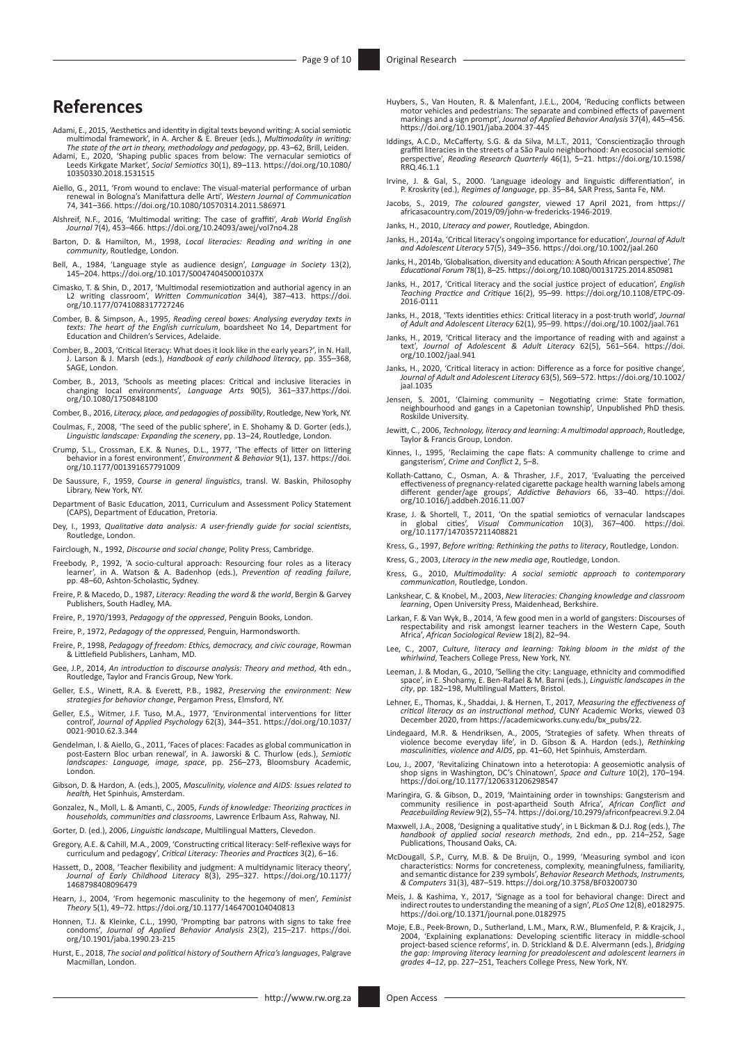# References

Adami, E., 2015, 'Aesthetics and identity in digital texts beyond writing: A social semiotic multimodal framework', in A. Archer & E. Breuer (eds.), *Multimodality in writing: The state of the art in theory, methodology and pedagogy*, pp. 43–62, Brill, Leiden.

Adami, E., 2020, 'Shaping public spaces from below: The vernacular semiotics of Leeds Kirkgate Market', *Social Semiotics* 30(1), 89–113. https://doi.org/10.1080/10350330.2018.1531515

Aiello, G., 2011, 'From wound to enclave: The visual-material performance of urban renewal in Bologna's Manifattura delle Arti', *Western Journal of Communication* 74, 341–366. https://doi.org/10.1080/10570314.2011.586971

Alshreif, N.F., 2016, 'Multimodal writing: The case of graffiti', *Arab World English Journal* 7(4), 453–466. https://doi.org/10.24093/awej/vol7no4.28

Barton, D. & Hamilton, M., 1998, *Local literacies: Reading and writing in one community*, Routledge, London.

Bell, A., 1984, 'Language style as audience design', *Language in Society* 13(2), 145–204. https://doi.org/10.1017/S004740450001037X

Cimasko, T. & Shin, D., 2017, 'Multimodal resemiotization and authorial agency in an L2 writing classroom', *Written Communication* 34(4), 387–413. https://doi.org/10.1177/0741088317727246

Comber, B. & Simpson, A., 1995, *Reading cereal boxes: Analysing everyday texts in texts: The heart of the English curriculum*, boardsheet No 14, Department for Education and Children's Services, Adelaide.

Comber, B., 2003, 'Critical literacy: What does it look like in the early years?', in N. Hall, J. Larson & J. Marsh (eds.), *Handbook of early childhood literacy*, pp. 355–368, SAGE, London.

Comber, B., 2013, 'Schools as meeting places: Critical and inclusive literacies in changing local environments', *Language Arts* 90(5), 361–337.https://doi.org/10.1080/1750848100

Comber, B., 2016, *Literacy, place, and pedagogies of possibility*, Routledge, New York, NY.

Coulmas, F., 2008, 'The seed of the public sphere', in E. Shohamy & D. Gorter (eds.), *Linguistic landscape: Expanding the scenery*, pp. 13–24, Routledge, London.

Crump, S.L., Crossman, E.K. & Nunes, D.L., 1977, 'The effects of litter on littering behavior in a forest environment', *Environment & Behavior* 9(1), 137. https://doi.org/10.1177/001391657791009

De Saussure, F., 1959, *Course in general linguistics*, transl. W. Baskin, Philosophy Library, New York, NY.

Department of Basic Education, 2011, Curriculum and Assessment Policy Statement (CAPS), Department of Education, Pretoria.

Dey, I., 1993, *Qualitative data analysis: A user-friendly guide for social scientists*, Routledge, London.

Fairclough, N., 1992, *Discourse and social change,* Polity Press, Cambridge.

Freebody, P., 1992, 'A socio-cultural approach: Resourcing four roles as a literacy learner', in A. Watson & A. Badenhop (eds.), *Prevention of reading failure*, pp. 48–60, Ashton-Scholastic, Sydney.

Freire, P. & Macedo, D., 1987, *Literacy: Reading the word & the world*, Bergin & Garvey Publishers, South Hadley, MA.

Freire, P., 1970/1993, *Pedagogy of the oppressed*, Penguin Books, London.

Freire, P., 1972, *Pedagogy of the oppressed*, Penguin, Harmondsworth.

Freire, P., 1998, *Pedagogy of freedom: Ethics, democracy, and civic courage*, Rowman & Littlefield Publishers, Lanham, MD.

Gee, J.P., 2014, *An introduction to discourse analysis: Theory and method*, 4th edn., Routledge, Taylor and Francis Group, New York.

Geller, E.S., Winett, R.A. & Everett, P.B., 1982, *Preserving the environment: New strategies for behavior change*, Pergamon Press, Elmsford, NY.

Geller, E.S., Witmer, J.F. Tuso, M.A., 1977, 'Environmental interventions for litter control', *Journal of Applied Psychology* 62(3), 344–351. https://doi.org/10.1037/0021-9010.62.3.344

Gendelman, I. & Aiello, G., 2011, 'Faces of places: Facades as global communication in post-Eastern Bloc urban renewal', in A. Jaworski & C. Thurlow (eds.), *Semiotic landscapes: Language, image, space*, pp. 256–273, Bloomsbury Academic, London.

Gibson, D. & Hardon, A. (eds.), 2005, *Masculinity, violence and AIDS: Issues related to health,* Het Spinhuis, Amsterdam.

Gonzalez, N., Moll, L. & Amanti, C., 2005, *Funds of knowledge: Theorizing practices in households, communities and classrooms*, Lawrence Erlbaum Ass, Rahway, NJ.

Gorter, D. (ed.), 2006, *Linguistic landscape*, Multilingual Matters, Clevedon.

Gregory, A.E. & Cahill, M.A., 2009, 'Constructing critical literacy: Self-reflexive ways for curriculum and pedagogy', *Critical Literacy: Theories and Practices* 3(2), 6–16.

Hassett, D., 2008, 'Teacher flexibility and judgment: A multidynamic literacy theory', *Journal of Early Childhood Literacy* 8(3), 295–327. https://doi.org/10.1177/1468798408096479

Hearn, J., 2004, 'From hegemonic masculinity to the hegemony of men', *Feminist Theory* 5(1), 49–72. https://doi.org/10.1177/1464700104040813

Honnen, T.J. & Kleinke, C.L., 1990, 'Prompting bar patrons with signs to take free condoms', *Journal of Applied Behavior Analysis* 23(2), 215–217. https://doi.org/10.1901/jaba.1990.23-215

Hurst, E., 2018, *The social and political history of Southern Africa's languages*, Palgrave Macmillan, London.

Huybers, S., Van Houten, R. & Malenfant, J.E.L., 2004, 'Reducing conflicts between motor vehicles and pedestrians: The separate and combined effects of pavement markings and a sign prompt', *Journal of Applied Behavior Analysis* 37(4), 445–456. https://doi.org/10.1901/jaba.2004.37-445

Iddings, A.C.D., McCafferty, S.G. & da Silva, M.L.T., 2011, 'Conscientização through graffiti literacies in the streets of a São Paulo neighborhood: An ecosocial semiotic perspective', *Reading Research Quarterly* 46(1), 5–21. https://doi.org/10.1598/RRQ.46.1.1

Irvine, J. & Gal, S., 2000. 'Language ideology and linguistic differentiation', in P. Kroskrity (ed.), *Regimes of language*, pp. 35–84, SAR Press, Santa Fe, NM.

Jacobs, S., 2019, *The coloured gangster*, viewed 17 April 2021, from https://africasacountry.com/2019/09/john-w-fredericks-1946-2019.

Janks, H., 2010, *Literacy and power*, Routledge, Abingdon.

Janks, H., 2014a, 'Critical literacy's ongoing importance for education', *Journal of Adult and Adolescent Literacy* 57(5), 349–356. https://doi.org/10.1002/jaal.260

Janks, H., 2014b, 'Globalisation, diversity and education: A South African perspective', *The Educational Forum* 78(1), 8–25. https://doi.org/10.1080/00131725.2014.850981

Janks, H., 2017, 'Critical literacy and the social justice project of education', *English Teaching Practice and Critique* 16(2), 95–99. https://doi.org/10.1108/ETPC-09-2016-0111

Janks, H., 2018, 'Texts identities ethics: Critical literacy in a post-truth world', *Journal of Adult and Adolescent Literacy* 62(1), 95–99. https://doi.org/10.1002/jaal.761

Janks, H., 2019, 'Critical literacy and the importance of reading with and against a text', *Journal of Adolescent & Adult Literacy* 62(5), 561–564. https://doi.org/10.1002/jaal.941

Janks, H., 2020, 'Critical literacy in action: Difference as a force for positive change', *Journal of Adult and Adolescent Literacy* 63(5), 569–572. https://doi.org/10.1002/jaal.1035

Jensen, S. 2001, 'Claiming community – Negotiating crime: State formation, neighbourhood and gangs in a Capetonian township', Unpublished PhD thesis. Roskilde University.

Jewitt, C., 2006, *Technology, literacy and learning: A multimodal approach*, Routledge, Taylor & Francis Group, London.

Kinnes, I., 1995, 'Reclaiming the cape flats: A community challenge to crime and gangsterism', *Crime and Conflict* 2, 5–8.

Kollath-Cattano, C., Osman, A. & Thrasher, J.F., 2017, 'Evaluating the perceived effectiveness of pregnancy-related cigarette package health warning labels among different gender/age groups', *Addictive Behaviors* 66, 33–40. https://doi.org/10.1016/j.addbeh.2016.11.007

Krase, J. & Shortell, T., 2011, 'On the spatial semiotics of vernacular landscapes in global cities', *Visual Communication* 10(3), 367–400. https://doi.org/10.1177/1470357211408821

Kress, G., 1997, *Before writing: Rethinking the paths to literacy*, Routledge, London.

Kress, G., 2003, *Literacy in the new media age*, Routledge, London.

Kress, G., 2010, *Multimodality: A social semiotic approach to contemporary communication*, Routledge, London.

Lankshear, C. & Knobel, M., 2003, *New literacies: Changing knowledge and classroom learning*, Open University Press, Maidenhead, Berkshire.

Larkan, F. & Van Wyk, B., 2014, 'A few good men in a world of gangsters: Discourses of respectability and risk amongst learner teachers in the Western Cape, South Africa', *African Sociological Review* 18(2), 82–94.

Lee, C., 2007, *Culture, literacy and learning: Taking bloom in the midst of the whirlwind*, Teachers College Press, New York, NY.

Leeman, J. & Modan, G., 2010, 'Selling the city: Language, ethnicity and commodified space', in E. Shohamy, E. Ben-Rafael & M. Barni (eds.), *Linguistic landscapes in the city*, pp. 182–198, Multilingual Matters, Bristol.

Lehner, E., Thomas, K., Shaddai, J. & Hernen, T., 2017, *Measuring the effectiveness of critical literacy as an instructional method*, CUNY Academic Works, viewed 03 December 2020, from https://academicworks.cuny.edu/bx_pubs/22.

Lindegaard, M.R. & Hendriksen, A., 2005, 'Strategies of safety. When threats of violence become everyday life', in D. Gibson & A. Hardon (eds.), *Rethinking masculinities, violence and AIDS*, pp. 41–60, Het Spinhuis, Amsterdam.

Lou, J., 2007, 'Revitalizing Chinatown into a heterotopia: A geosemiotic analysis of shop signs in Washington, DC's Chinatown', *Space and Culture* 10(2), 170–194. https://doi.org/10.1177/1206331206298547

Maringira, G. & Gibson, D., 2019, 'Maintaining order in townships: Gangsterism and community resilience in post-apartheid South Africa', *African Conflict and Peacebuilding Review* 9(2), 55–74. https://doi.org/10.2979/africonfpeacrevi.9.2.04

Maxwell, J.A., 2008, 'Designing a qualitative study', in L Bickman & D.J. Rog (eds.), *The handbook of applied social research methods*, 2nd edn., pp. 214–252, Sage Publications, Thousand Oaks, CA.

McDougall, S.P., Curry, M.B. & De Bruijn, O., 1999, 'Measuring symbol and icon characteristics: Norms for concreteness, complexity, meaningfulness, familiarity, and semantic distance for 239 symbols', *Behavior Research Methods, Instruments, & Computers* 31(3), 487–519. https://doi.org/10.3758/BF03200730

Meis, J. & Kashima, Y., 2017, 'Signage as a tool for behavioral change: Direct and indirect routes to understanding the meaning of a sign', *PLoS One* 12(8), e0182975. https://doi.org/10.1371/journal.pone.0182975

Moje, E.B., Peek-Brown, D., Sutherland, L.M., Marx, R.W., Blumenfeld, P. & Krajcik, J., 2004, 'Explaining explanations: Developing scientific literacy in middle-school project-based science reforms', in. D. Strickland & D.E. Alvermann (eds.), *Bridging the gap: Improving literacy learning for preadolescent and adolescent learners in grades 4–12*, pp. 227–251, Teachers College Press, New York, NY.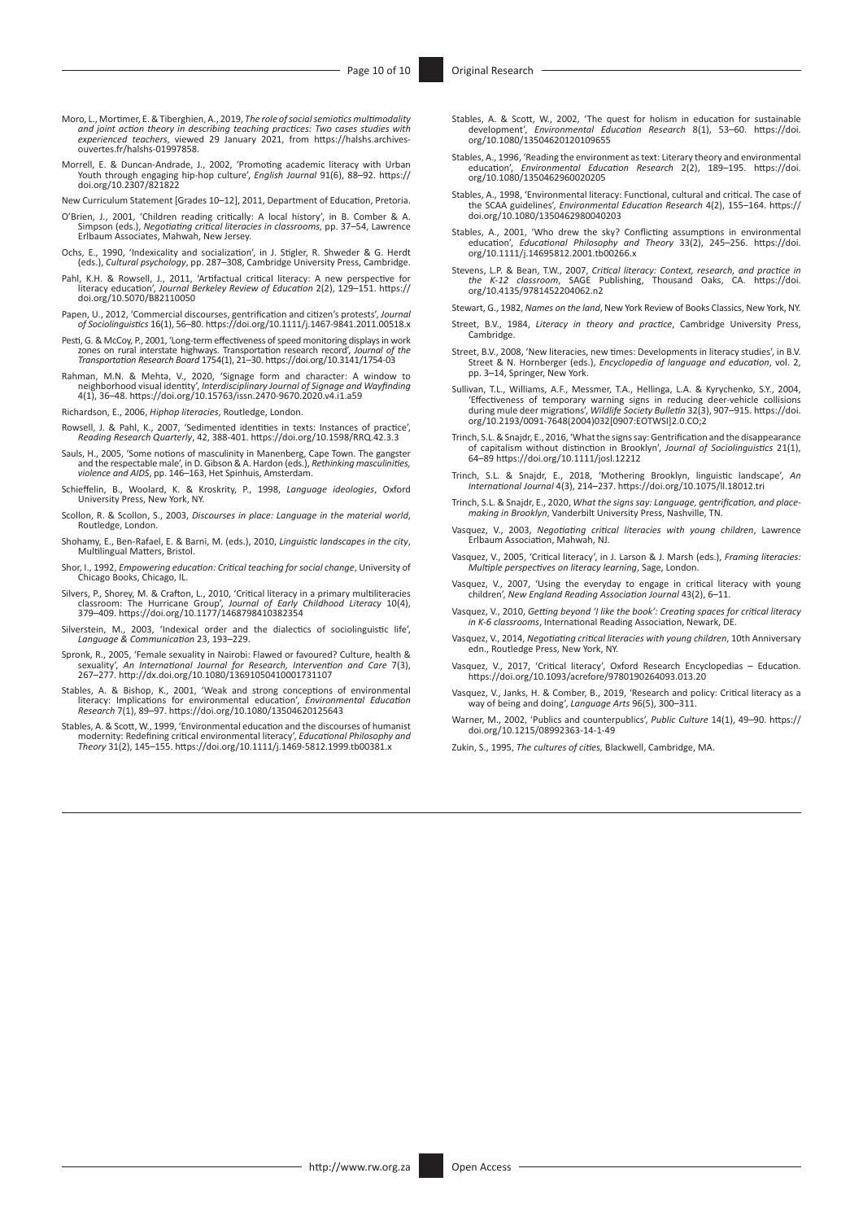Moro, L., Mortimer, E. & Tiberghien, A., 2019, *The role of social semiotics multimodality and joint action theory in describing teaching practices: Two cases studies with experienced teachers*, viewed 29 January 2021, from https://halshs.archives-ouvertes.fr/halshs-01997858.

Morrell, E. & Duncan-Andrade, J., 2002, 'Promoting academic literacy with Urban Youth through engaging hip-hop culture', *English Journal* 91(6), 88–92. https://doi.org/10.2307/821822

New Curriculum Statement [Grades 10–12], 2011, Department of Education, Pretoria.

O'Brien, J., 2001, 'Children reading critically: A local history', in B. Comber & A. Simpson (eds.), *Negotiating critical literacies in classrooms*, pp. 37–54, Lawrence Erlbaum Associates, Mahwah, New Jersey.

Ochs, E., 1990, 'Indexicality and socialization', in J. Stigler, R. Shweder & G. Herdt (eds.), *Cultural psychology*, pp. 287–308, Cambridge University Press, Cambridge.

Pahl, K.H. & Rowsell, J., 2011, 'Artifactual critical literacy: A new perspective for literacy education', *Journal Berkeley Review of Education* 2(2), 129–151. https://doi.org/10.5070/B82110050

Papen, U., 2012, 'Commercial discourses, gentrification and citizen's protests', *Journal of Sociolinguistics* 16(1), 56–80. https://doi.org/10.1111/j.1467-9841.2011.00518.x

Pesti, G. & McCoy, P., 2001, 'Long-term effectiveness of speed monitoring displays in work zones on rural interstate highways. Transportation research record', *Journal of the Transportation Research Board* 1754(1), 21–30. https://doi.org/10.3141/1754-03

Rahman, M.N. & Mehta, V., 2020, 'Signage form and character: A window to neighborhood visual identity', *Interdisciplinary Journal of Signage and Wayfinding* 4(1), 36–48. https://doi.org/10.15763/issn.2470-9670.2020.v4.i1.a59

Richardson, E., 2006, *Hiphop literacies*, Routledge, London.

Rowsell, J. & Pahl, K., 2007, 'Sedimented identities in texts: Instances of practice', *Reading Research Quarterly*, 42, 388-401. https://doi.org/10.1598/RRQ.42.3.3

Sauls, H., 2005, 'Some notions of masculinity in Manenberg, Cape Town. The gangster and the respectable male', in D. Gibson & A. Hardon (eds.), *Rethinking masculinities, violence and AIDS*, pp. 146–163, Het Spinhuis, Amsterdam.

Schieffelin, B., Woolard, K. & Kroskrity, P., 1998, *Language ideologies*, Oxford University Press, New York, NY.

Scollon, R. & Scollon, S., 2003, *Discourses in place: Language in the material world*, Routledge, London.

Shohamy, E., Ben-Rafael, E. & Barni, M. (eds.), 2010, *Linguistic landscapes in the city*, Multilingual Matters, Bristol.

Shor, I., 1992, *Empowering education: Critical teaching for social change*, University of Chicago Books, Chicago, IL.

Silvers, P., Shorey, M. & Crafton, L., 2010, 'Critical literacy in a primary multiliteracies classroom: The Hurricane Group', *Journal of Early Childhood Literacy* 10(4), 379–409. https://doi.org/10.1177/1468798410382354

Silverstein, M., 2003, 'Indexical order and the dialectics of sociolinguistic life', *Language & Communication* 23, 193–229.

Spronk, R., 2005, 'Female sexuality in Nairobi: Flawed or favoured? Culture, health & sexuality', *An International Journal for Research, Intervention and Care* 7(3), 267–277. http://dx.doi.org/10.1080/13691050410001731107

Stables, A. & Bishop, K., 2001, 'Weak and strong conceptions of environmental literacy: Implications for environmental education', *Environmental Education Research* 7(1), 89–97. https://doi.org/10.1080/13504620125643

Stables, A. & Scott, W., 1999, 'Environmental education and the discourses of humanist modernity: Redefining critical environmental literacy', *Educational Philosophy and Theory* 31(2), 145–155. https://doi.org/10.1111/j.1469-5812.1999.tb00381.x

Stables, A. & Scott, W., 2002, 'The quest for holism in education for sustainable development', *Environmental Education Research* 8(1), 53–60. https://doi.org/10.1080/13504620120109655

Stables, A., 1996, 'Reading the environment as text: Literary theory and environmental education', *Environmental Education Research* 2(2), 189–195. https://doi.org/10.1080/1350462960020205

Stables, A., 1998, 'Environmental literacy: Functional, cultural and critical. The case of the SCAA guidelines', *Environmental Education Research* 4(2), 155–164. https://doi.org/10.1080/1350462980040203

Stables, A., 2001, 'Who drew the sky? Conflicting assumptions in environmental education', *Educational Philosophy and Theory* 33(2), 245–256. https://doi.org/10.1111/j.14695812.2001.tb00266.x

Stevens, L.P. & Bean, T.W., 2007, *Critical literacy: Context, research, and practice in the K-12 classroom*, SAGE Publishing, Thousand Oaks, CA. https://doi.org/10.4135/9781452204062.n2

Stewart, G., 1982, *Names on the land*, New York Review of Books Classics, New York, NY.

Street, B.V., 1984, *Literacy in theory and practice*, Cambridge University Press, Cambridge.

Street, B.V., 2008, 'New literacies, new times: Developments in literacy studies', in B.V. Street & N. Hornberger (eds.), *Encyclopedia of language and education*, vol. 2, pp. 3–14, Springer, New York.

Sullivan, T.L., Williams, A.F., Messmer, T.A., Hellinga, L.A. & Kyrychenko, S.Y., 2004, 'Effectiveness of temporary warning signs in reducing deer-vehicle collisions during mule deer migrations', *Wildlife Society Bulletin* 32(3), 907–915. https://doi.org/10.2193/0091-7648(2004)032[0907:EOTWSI]2.0.CO;2

Trinch, S.L. & Snajdr, E., 2016, 'What the signs say: Gentrification and the disappearance of capitalism without distinction in Brooklyn', *Journal of Sociolinguistics* 21(1), 64–89 https://doi.org/10.1111/josl.12212

Trinch, S.L. & Snajdr, E., 2018, 'Mothering Brooklyn, linguistic landscape', *An International Journal* 4(3), 214–237. https://doi.org/10.1075/ll.18012.tri

Trinch, S.L. & Snajdr, E., 2020, *What the signs say: Language, gentrification, and place-making in Brooklyn*, Vanderbilt University Press, Nashville, TN.

Vasquez, V., 2003, *Negotiating critical literacies with young children*, Lawrence Erlbaum Association, Mahwah, NJ.

Vasquez, V., 2005, 'Critical literacy', in J. Larson & J. Marsh (eds.), *Framing literacies: Multiple perspectives on literacy learning*, Sage, London.

Vasquez, V., 2007, 'Using the everyday to engage in critical literacy with young children', *New England Reading Association Journal* 43(2), 6–11.

Vasquez, V., 2010, *Getting beyond 'I like the book': Creating spaces for critical literacy in K-6 classrooms*, International Reading Association, Newark, DE.

Vasquez, V., 2014, *Negotiating critical literacies with young children*, 10th Anniversary edn., Routledge Press, New York, NY.

Vasquez, V., 2017, 'Critical literacy', Oxford Research Encyclopedias – Education. https://doi.org/10.1093/acrefore/9780190264093.013.20

Vasquez, V., Janks, H. & Comber, B., 2019, 'Research and policy: Critical literacy as a way of being and doing', *Language Arts* 96(5), 300–311.

Warner, M., 2002, 'Publics and counterpublics', *Public Culture* 14(1), 49–90. https://doi.org/10.1215/08992363-14-1-49

Zukin, S., 1995, *The cultures of cities*, Blackwell, Cambridge, MA.